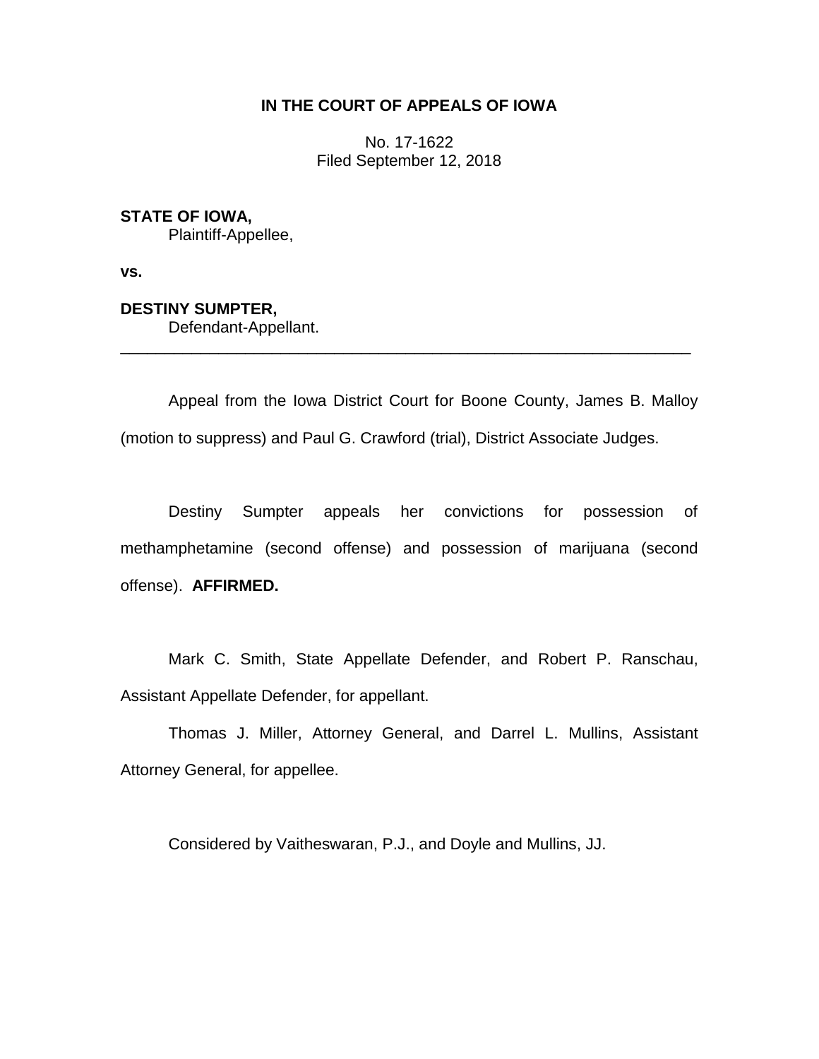**IN THE COURT OF APPEALS OF IOWA**

No. 17-1622
Filed September 12, 2018

**STATE OF IOWA,**
Plaintiff-Appellee,

**vs.**

**DESTINY SUMPTER,**
Defendant-Appellant.

---

Appeal from the Iowa District Court for Boone County, James B. Malloy (motion to suppress) and Paul G. Crawford (trial), District Associate Judges.

Destiny Sumpter appeals her convictions for possession of methamphetamine (second offense) and possession of marijuana (second offense). **AFFIRMED.**

Mark C. Smith, State Appellate Defender, and Robert P. Ranschau, Assistant Appellate Defender, for appellant.

Thomas J. Miller, Attorney General, and Darrel L. Mullins, Assistant Attorney General, for appellee.

Considered by Vaitheswaran, P.J., and Doyle and Mullins, JJ.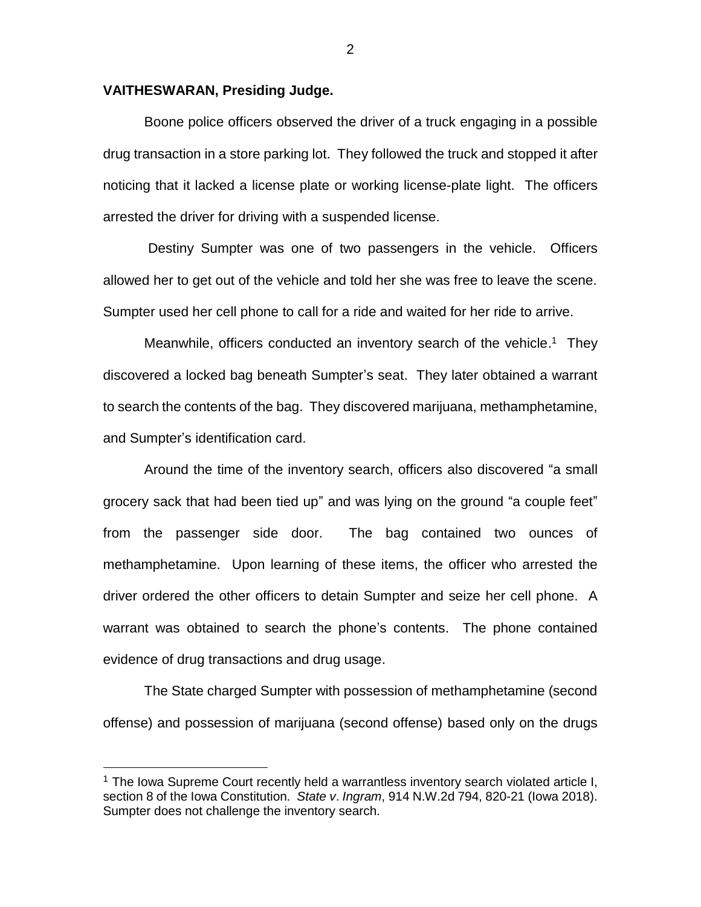**VAITHESWARAN, Presiding Judge.**

Boone police officers observed the driver of a truck engaging in a possible drug transaction in a store parking lot. They followed the truck and stopped it after noticing that it lacked a license plate or working license-plate light. The officers arrested the driver for driving with a suspended license.

Destiny Sumpter was one of two passengers in the vehicle. Officers allowed her to get out of the vehicle and told her she was free to leave the scene. Sumpter used her cell phone to call for a ride and waited for her ride to arrive.

Meanwhile, officers conducted an inventory search of the vehicle.[1] They discovered a locked bag beneath Sumpter's seat. They later obtained a warrant to search the contents of the bag. They discovered marijuana, methamphetamine, and Sumpter's identification card.

Around the time of the inventory search, officers also discovered "a small grocery sack that had been tied up" and was lying on the ground "a couple feet" from the passenger side door. The bag contained two ounces of methamphetamine. Upon learning of these items, the officer who arrested the driver ordered the other officers to detain Sumpter and seize her cell phone. A warrant was obtained to search the phone's contents. The phone contained evidence of drug transactions and drug usage.

The State charged Sumpter with possession of methamphetamine (second offense) and possession of marijuana (second offense) based only on the drugs

---

[1] The Iowa Supreme Court recently held a warrantless inventory search violated article I, section 8 of the Iowa Constitution. *State v. Ingram*, 914 N.W.2d 794, 820-21 (Iowa 2018). Sumpter does not challenge the inventory search.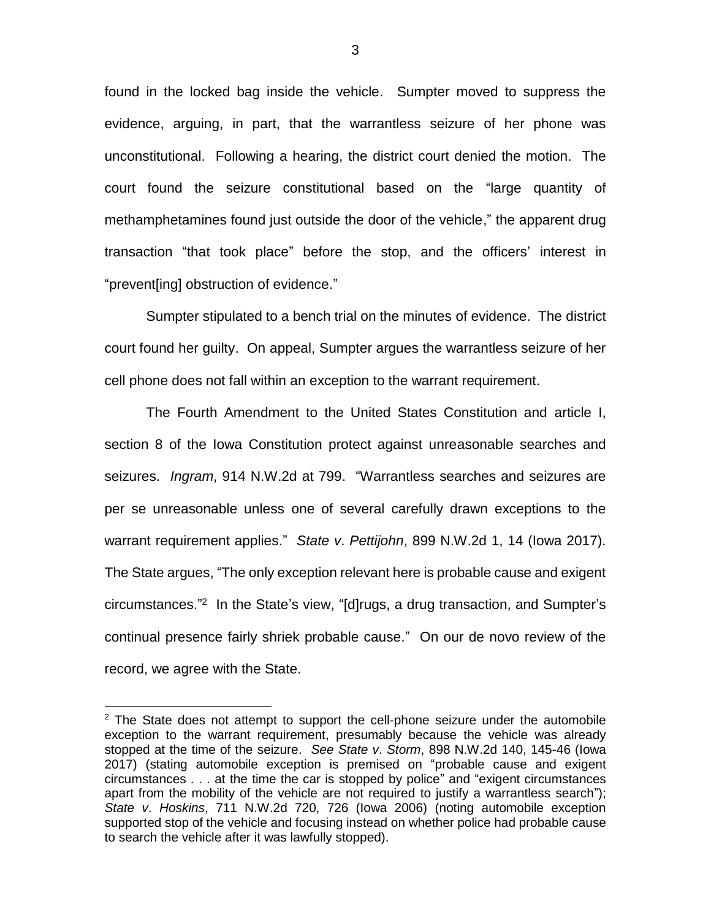found in the locked bag inside the vehicle. Sumpter moved to suppress the evidence, arguing, in part, that the warrantless seizure of her phone was unconstitutional. Following a hearing, the district court denied the motion. The court found the seizure constitutional based on the "large quantity of methamphetamines found just outside the door of the vehicle," the apparent drug transaction "that took place" before the stop, and the officers' interest in "prevent[ing] obstruction of evidence."

Sumpter stipulated to a bench trial on the minutes of evidence. The district court found her guilty. On appeal, Sumpter argues the warrantless seizure of her cell phone does not fall within an exception to the warrant requirement.

The Fourth Amendment to the United States Constitution and article I, section 8 of the Iowa Constitution protect against unreasonable searches and seizures. *Ingram*, 914 N.W.2d at 799. "Warrantless searches and seizures are per se unreasonable unless one of several carefully drawn exceptions to the warrant requirement applies." *State v. Pettijohn*, 899 N.W.2d 1, 14 (Iowa 2017). The State argues, "The only exception relevant here is probable cause and exigent circumstances."[2] In the State's view, "[d]rugs, a drug transaction, and Sumpter's continual presence fairly shriek probable cause." On our de novo review of the record, we agree with the State.

---

[2] The State does not attempt to support the cell-phone seizure under the automobile exception to the warrant requirement, presumably because the vehicle was already stopped at the time of the seizure. *See State v. Storm*, 898 N.W.2d 140, 145-46 (Iowa 2017) (stating automobile exception is premised on "probable cause and exigent circumstances . . . at the time the car is stopped by police" and "exigent circumstances apart from the mobility of the vehicle are not required to justify a warrantless search"); *State v. Hoskins*, 711 N.W.2d 720, 726 (Iowa 2006) (noting automobile exception supported stop of the vehicle and focusing instead on whether police had probable cause to search the vehicle after it was lawfully stopped).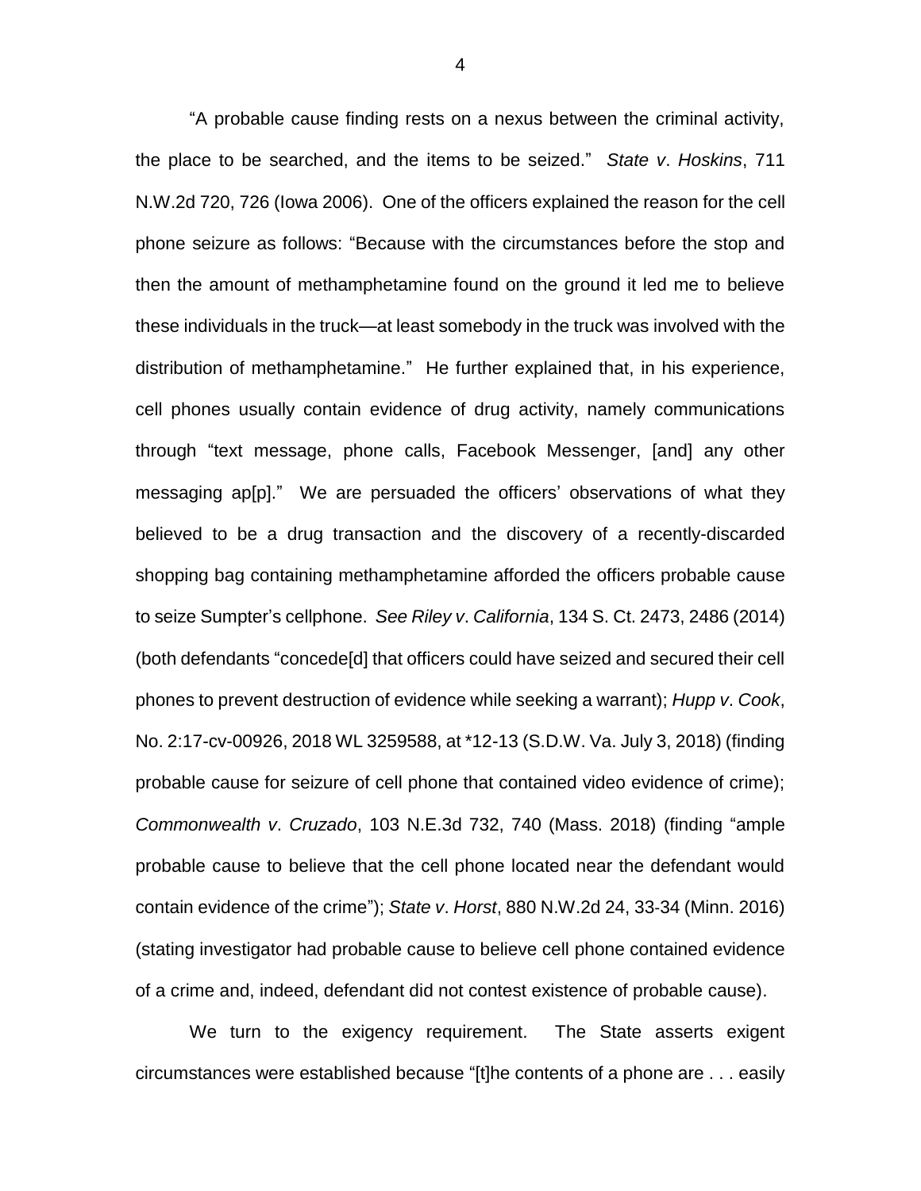"A probable cause finding rests on a nexus between the criminal activity, the place to be searched, and the items to be seized." *State v. Hoskins*, 711 N.W.2d 720, 726 (Iowa 2006). One of the officers explained the reason for the cell phone seizure as follows: "Because with the circumstances before the stop and then the amount of methamphetamine found on the ground it led me to believe these individuals in the truck—at least somebody in the truck was involved with the distribution of methamphetamine." He further explained that, in his experience, cell phones usually contain evidence of drug activity, namely communications through "text message, phone calls, Facebook Messenger, [and] any other messaging ap[p]." We are persuaded the officers' observations of what they believed to be a drug transaction and the discovery of a recently-discarded shopping bag containing methamphetamine afforded the officers probable cause to seize Sumpter's cellphone. *See Riley v. California*, 134 S. Ct. 2473, 2486 (2014) (both defendants "concede[d] that officers could have seized and secured their cell phones to prevent destruction of evidence while seeking a warrant); *Hupp v. Cook*, No. 2:17-cv-00926, 2018 WL 3259588, at *12-13 (S.D.W. Va. July 3, 2018) (finding probable cause for seizure of cell phone that contained video evidence of crime); *Commonwealth v. Cruzado*, 103 N.E.3d 732, 740 (Mass. 2018) (finding "ample probable cause to believe that the cell phone located near the defendant would contain evidence of the crime"); *State v. Horst*, 880 N.W.2d 24, 33-34 (Minn. 2016) (stating investigator had probable cause to believe cell phone contained evidence of a crime and, indeed, defendant did not contest existence of probable cause).

We turn to the exigency requirement. The State asserts exigent circumstances were established because "[t]he contents of a phone are . . . easily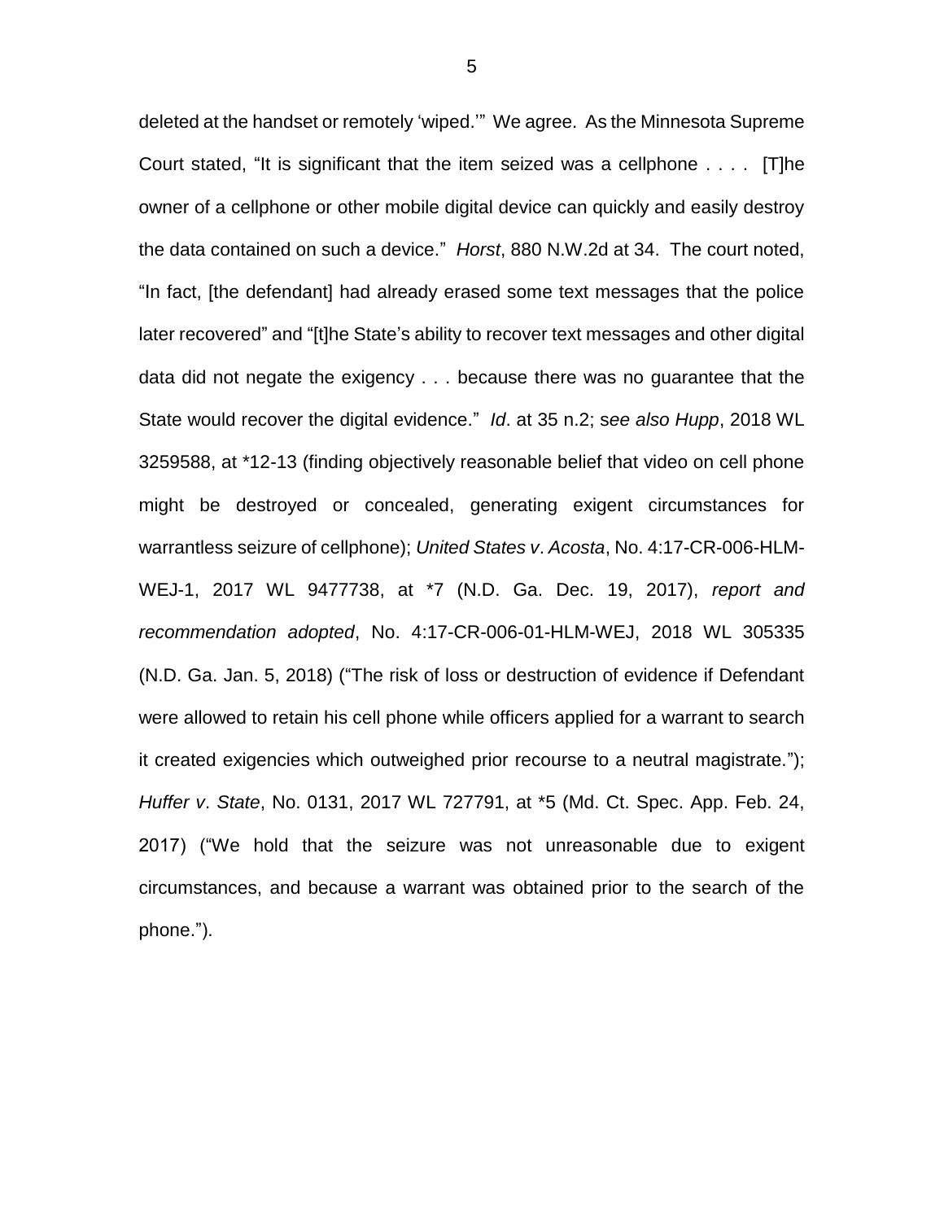deleted at the handset or remotely 'wiped.'" We agree. As the Minnesota Supreme Court stated, "It is significant that the item seized was a cellphone . . . . [T]he owner of a cellphone or other mobile digital device can quickly and easily destroy the data contained on such a device." *Horst*, 880 N.W.2d at 34. The court noted, "In fact, [the defendant] had already erased some text messages that the police later recovered" and "[t]he State's ability to recover text messages and other digital data did not negate the exigency . . . because there was no guarantee that the State would recover the digital evidence." *Id*. at 35 n.2; *see also Hupp*, 2018 WL 3259588, at *12-13 (finding objectively reasonable belief that video on cell phone might be destroyed or concealed, generating exigent circumstances for warrantless seizure of cellphone); *United States v. Acosta*, No. 4:17-CR-006-HLM-WEJ-1, 2017 WL 9477738, at *7 (N.D. Ga. Dec. 19, 2017), *report and recommendation adopted*, No. 4:17-CR-006-01-HLM-WEJ, 2018 WL 305335 (N.D. Ga. Jan. 5, 2018) ("The risk of loss or destruction of evidence if Defendant were allowed to retain his cell phone while officers applied for a warrant to search it created exigencies which outweighed prior recourse to a neutral magistrate."); *Huffer v. State*, No. 0131, 2017 WL 727791, at *5 (Md. Ct. Spec. App. Feb. 24, 2017) ("We hold that the seizure was not unreasonable due to exigent circumstances, and because a warrant was obtained prior to the search of the phone.").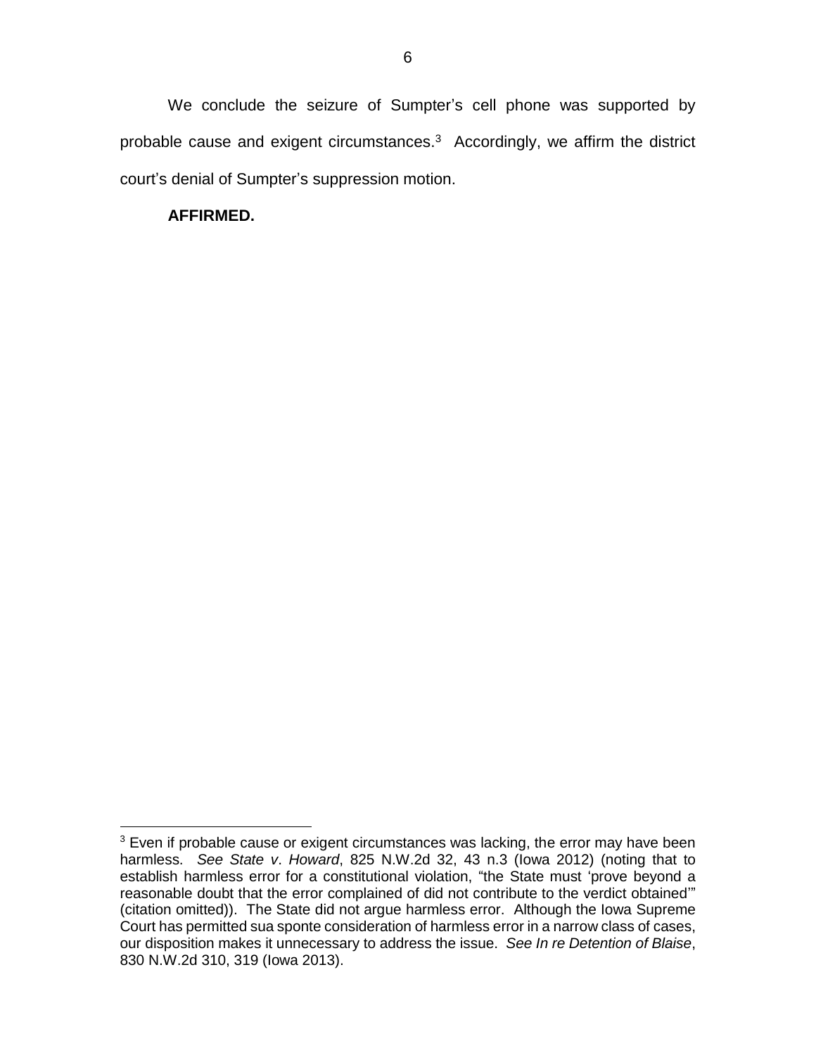We conclude the seizure of Sumpter's cell phone was supported by probable cause and exigent circumstances.[3] Accordingly, we affirm the district court's denial of Sumpter's suppression motion.

**AFFIRMED.**

---

[3] Even if probable cause or exigent circumstances was lacking, the error may have been harmless. *See State v. Howard*, 825 N.W.2d 32, 43 n.3 (Iowa 2012) (noting that to establish harmless error for a constitutional violation, "the State must 'prove beyond a reasonable doubt that the error complained of did not contribute to the verdict obtained'" (citation omitted)). The State did not argue harmless error. Although the Iowa Supreme Court has permitted sua sponte consideration of harmless error in a narrow class of cases, our disposition makes it unnecessary to address the issue. *See In re Detention of Blaise*, 830 N.W.2d 310, 319 (Iowa 2013).